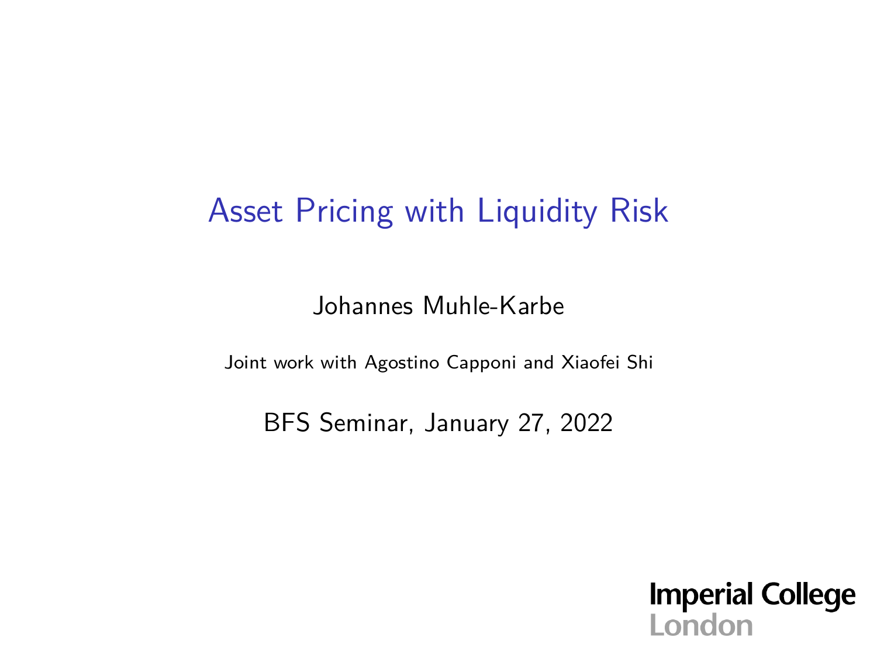# Asset Pricing with Liquidity Risk

Johannes Muhle-Karbe

Joint work with Agostino Capponi and Xiaofei Shi

BFS Seminar, January 27, 2022

Imperial College London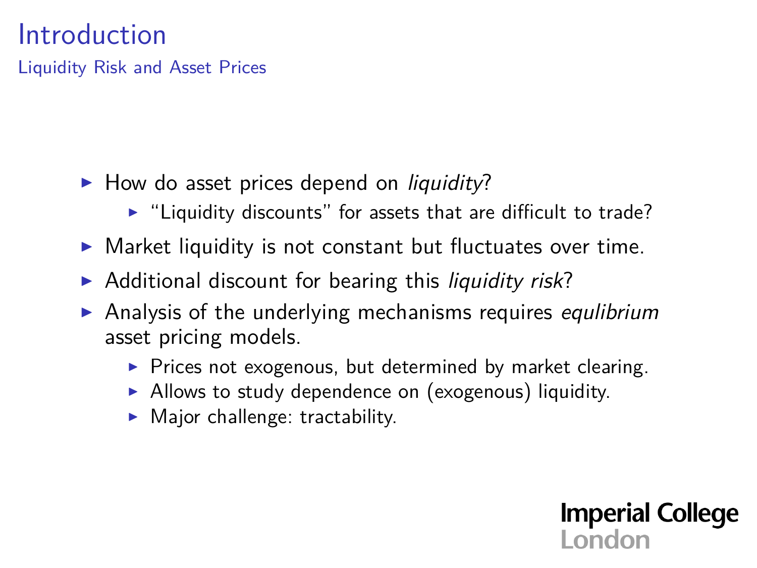# Introduction

## Liquidity Risk and Asset Prices

- How do asset prices depend on *liquidity*?
  - "Liquidity discounts" for assets that are difficult to trade?
- Market liquidity is not constant but fluctuates over time.
- Additional discount for bearing this *liquidity risk*?
- Analysis of the underlying mechanisms requires *equlibrium* asset pricing models.
  - Prices not exogenous, but determined by market clearing.
  - Allows to study dependence on (exogenous) liquidity.
  - Major challenge: tractability.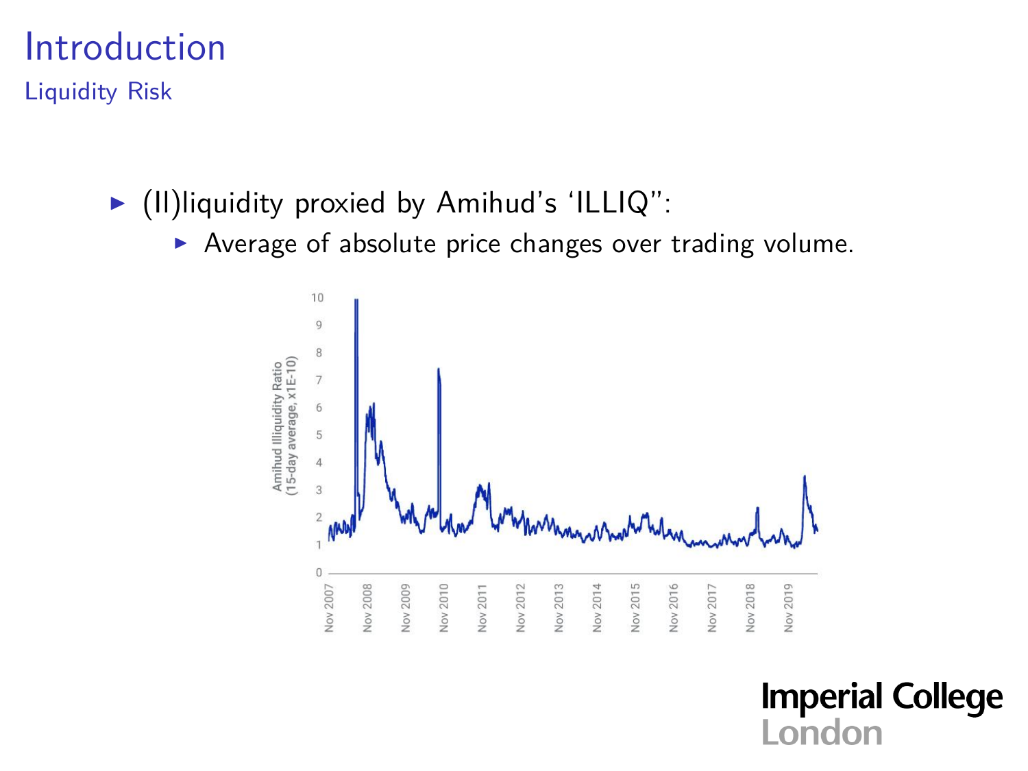# Introduction

## Liquidity Risk

- (Il)liquidity proxied by Amihud's 'ILLIQ":
  - Average of absolute price changes over trading volume.

Amihud Illiquidity Ratio (15-day average, x1E-10)

10
9
8
7
6
5
4
3
2
1
0

Nov 2007
Nov 2008
Nov 2009
Nov 2010
Nov 2011
Nov 2012
Nov 2013
Nov 2014
Nov 2015
Nov 2016
Nov 2017
Nov 2018
Nov 2019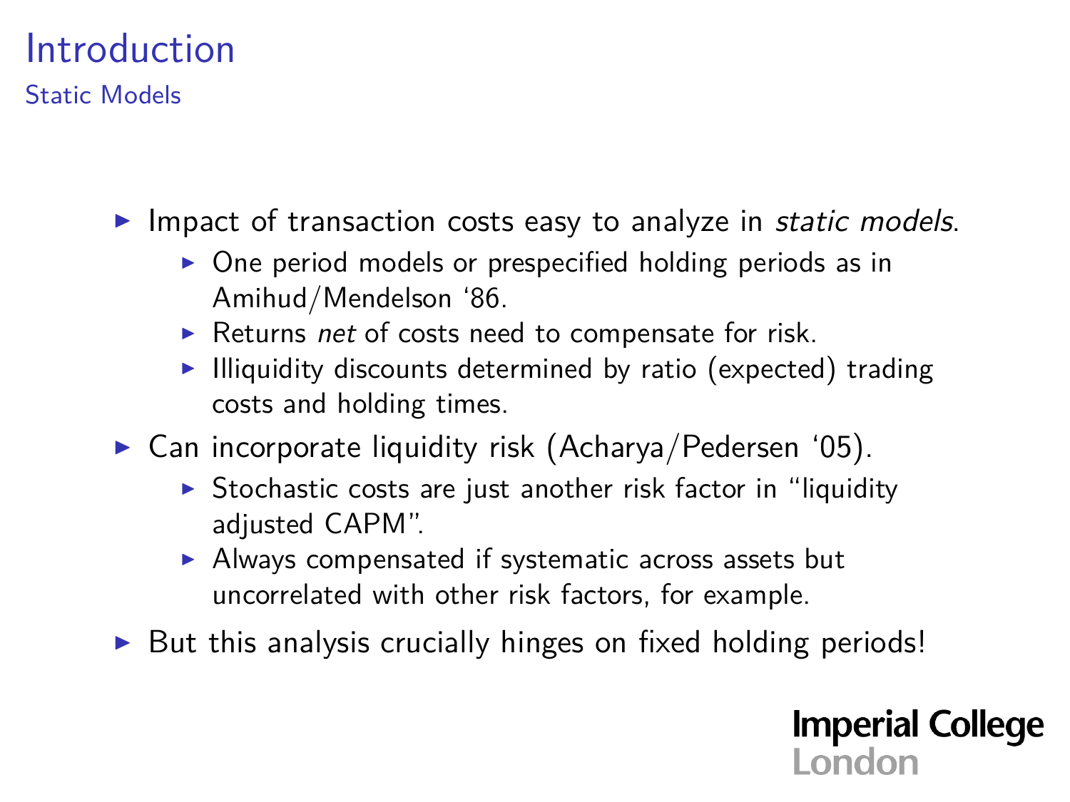# Introduction

## Static Models

- Impact of transaction costs easy to analyze in *static models*.
  - One period models or prespecified holding periods as in Amihud/Mendelson '86.
  - Returns *net* of costs need to compensate for risk.
  - Illiquidity discounts determined by ratio (expected) trading costs and holding times.
- Can incorporate liquidity risk (Acharya/Pedersen '05).
  - Stochastic costs are just another risk factor in "liquidity adjusted CAPM".
  - Always compensated if systematic across assets but uncorrelated with other risk factors, for example.
- But this analysis crucially hinges on fixed holding periods!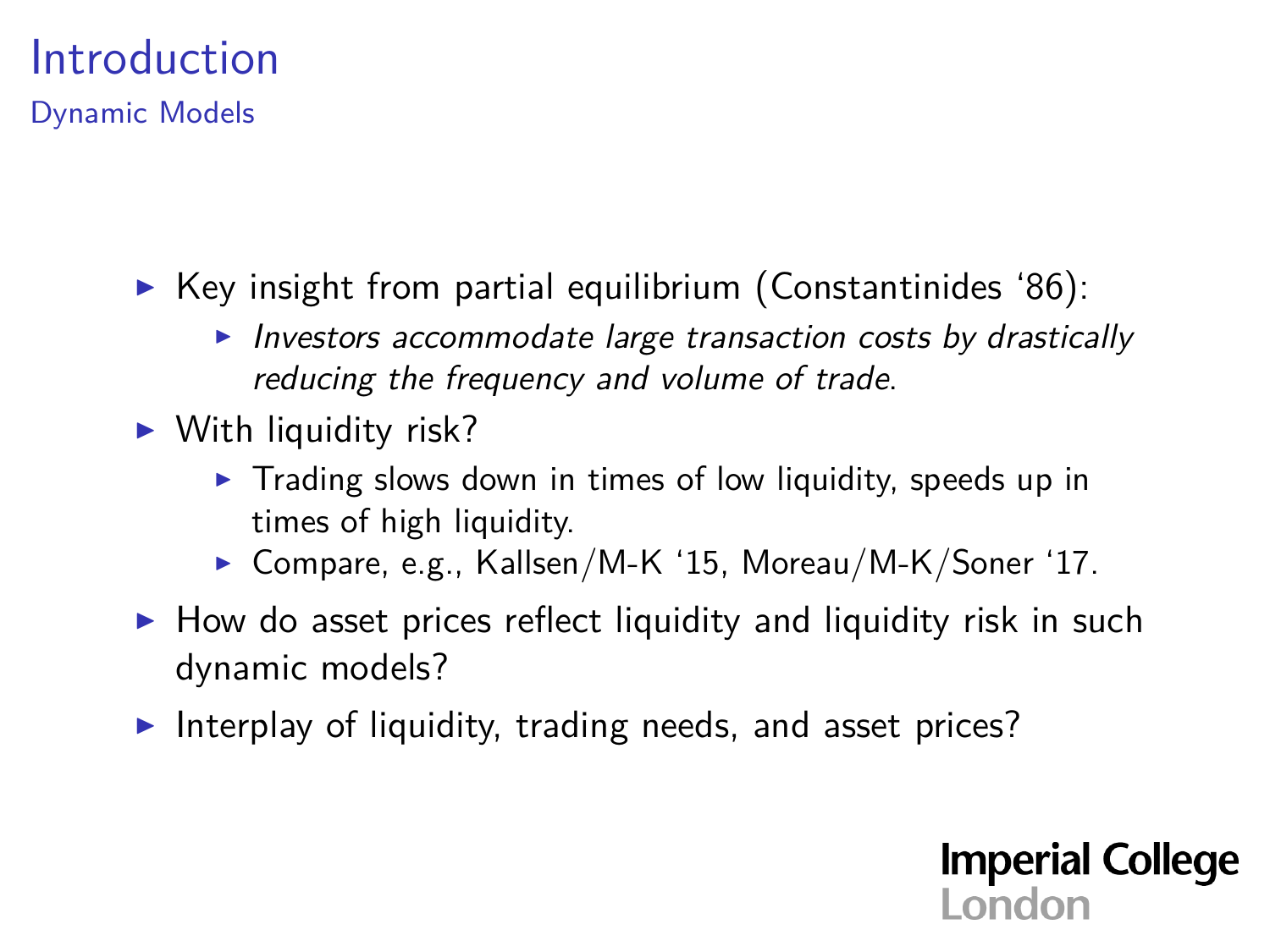# Introduction

## Dynamic Models

- Key insight from partial equilibrium (Constantinides '86):
  - *Investors accommodate large transaction costs by drastically reducing the frequency and volume of trade.*
- With liquidity risk?
  - Trading slows down in times of low liquidity, speeds up in times of high liquidity.
  - Compare, e.g., Kallsen/M-K '15, Moreau/M-K/Soner '17.
- How do asset prices reflect liquidity and liquidity risk in such dynamic models?
- Interplay of liquidity, trading needs, and asset prices?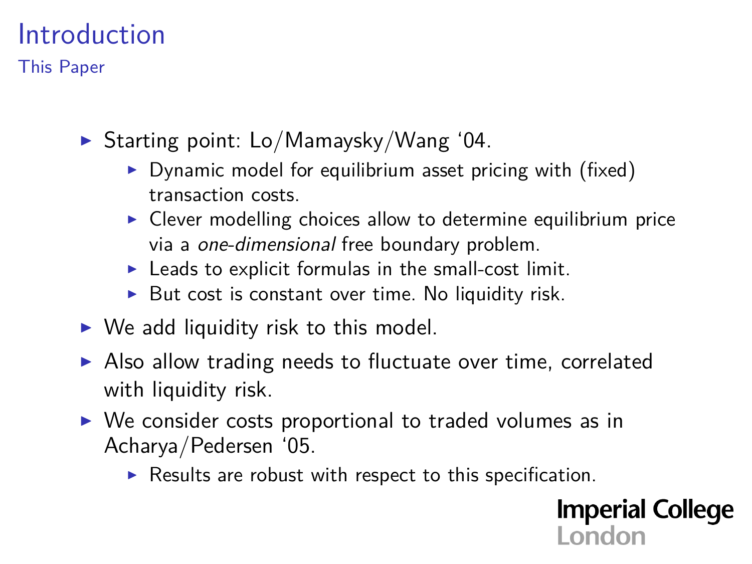# Introduction

## This Paper

- Starting point: Lo/Mamaysky/Wang '04.
  - Dynamic model for equilibrium asset pricing with (fixed) transaction costs.
  - Clever modelling choices allow to determine equilibrium price via a *one-dimensional* free boundary problem.
  - Leads to explicit formulas in the small-cost limit.
  - But cost is constant over time. No liquidity risk.
- We add liquidity risk to this model.
- Also allow trading needs to fluctuate over time, correlated with liquidity risk.
- We consider costs proportional to traded volumes as in Acharya/Pedersen '05.
  - Results are robust with respect to this specification.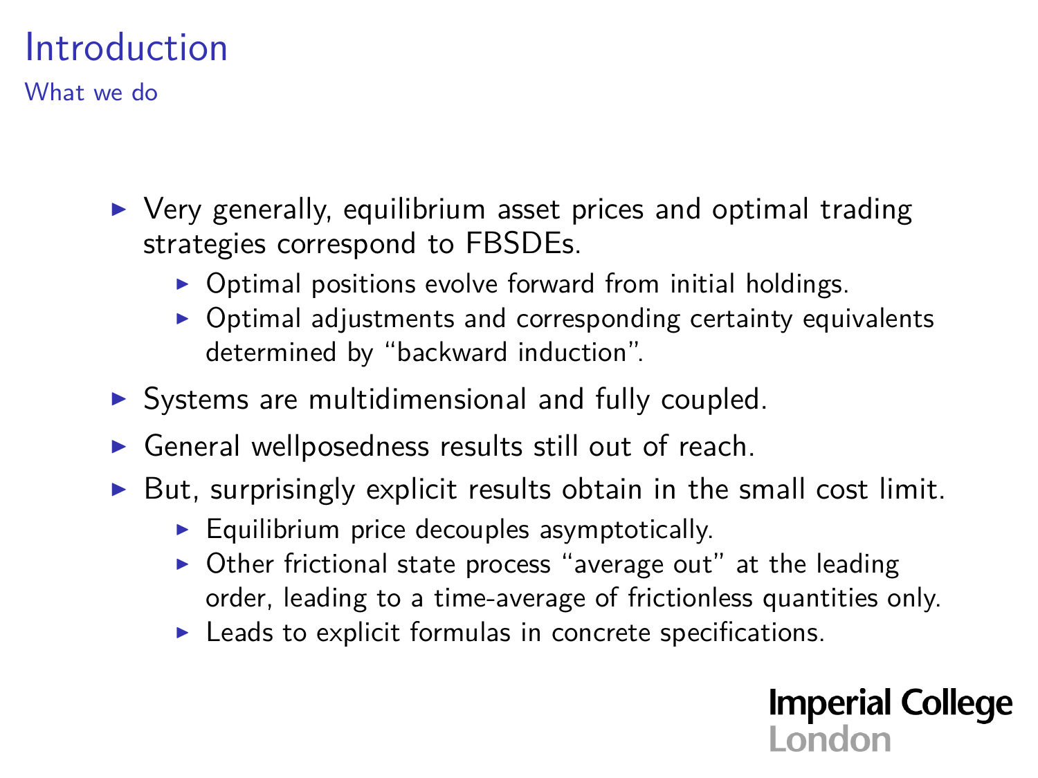# Introduction

## What we do

- Very generally, equilibrium asset prices and optimal trading strategies correspond to FBSDEs.
  - Optimal positions evolve forward from initial holdings.
  - Optimal adjustments and corresponding certainty equivalents determined by "backward induction".
- Systems are multidimensional and fully coupled.
- General wellposedness results still out of reach.
- But, surprisingly explicit results obtain in the small cost limit.
  - Equilibrium price decouples asymptotically.
  - Other frictional state process "average out" at the leading order, leading to a time-average of frictionless quantities only.
  - Leads to explicit formulas in concrete specifications.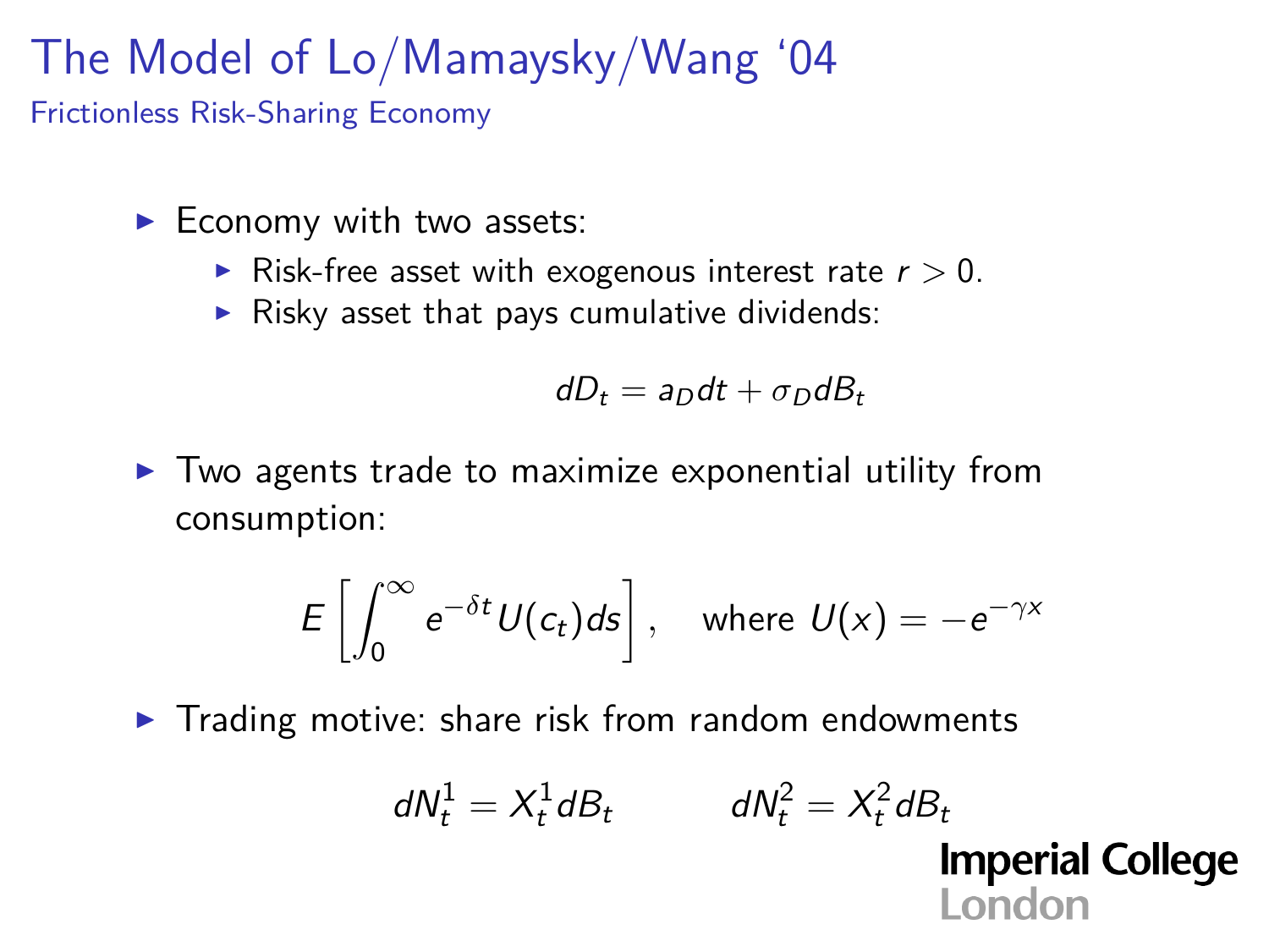# The Model of Lo/Mamaysky/Wang '04

## Frictionless Risk-Sharing Economy

- Economy with two assets:
  - Risk-free asset with exogenous interest rate $r > 0$.
  - Risky asset that pays cumulative dividends:

$$dD_t = a_D dt + \sigma_D dB_t$$

- Two agents trade to maximize exponential utility from consumption:

$$E\left[\int_0^\infty e^{-\delta t} U(c_t) ds\right], \quad \text{where } U(x) = -e^{-\gamma x}$$

- Trading motive: share risk from random endowments

$$dN_t^1 = X_t^1 dB_t \qquad dN_t^2 = X_t^2 dB_t$$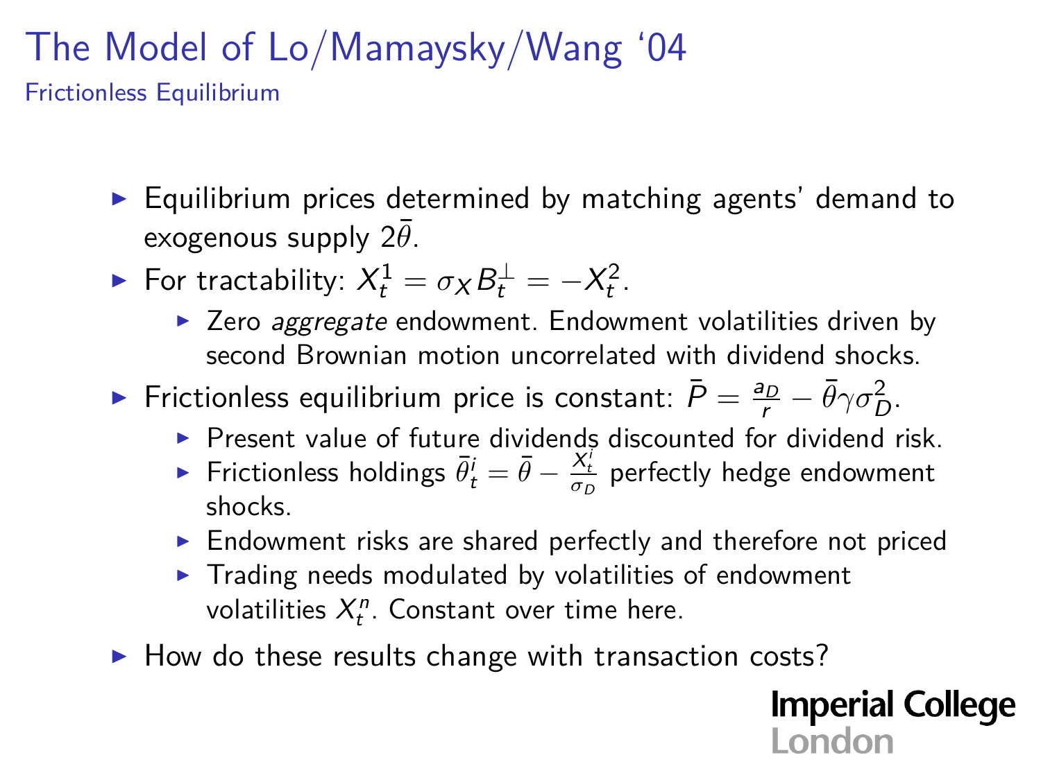# The Model of Lo/Mamaysky/Wang '04

## Frictionless Equilibrium

- Equilibrium prices determined by matching agents' demand to exogenous supply $2\bar{\theta}$.
- For tractability: $X_t^1 = \sigma_X B_t^\perp = -X_t^2$.
  - Zero *aggregate* endowment. Endowment volatilities driven by second Brownian motion uncorrelated with dividend shocks.
- Frictionless equilibrium price is constant: $\bar{P} = \frac{a_D}{r} - \bar{\theta}\gamma\sigma_D^2$.
  - Present value of future dividends discounted for dividend risk.
  - Frictionless holdings $\bar{\theta}_t^i = \bar{\theta} - \frac{X_t^i}{\sigma_D}$ perfectly hedge endowment shocks.
  - Endowment risks are shared perfectly and therefore not priced
  - Trading needs modulated by volatilities of endowment volatilities $X_t^n$. Constant over time here.
- How do these results change with transaction costs?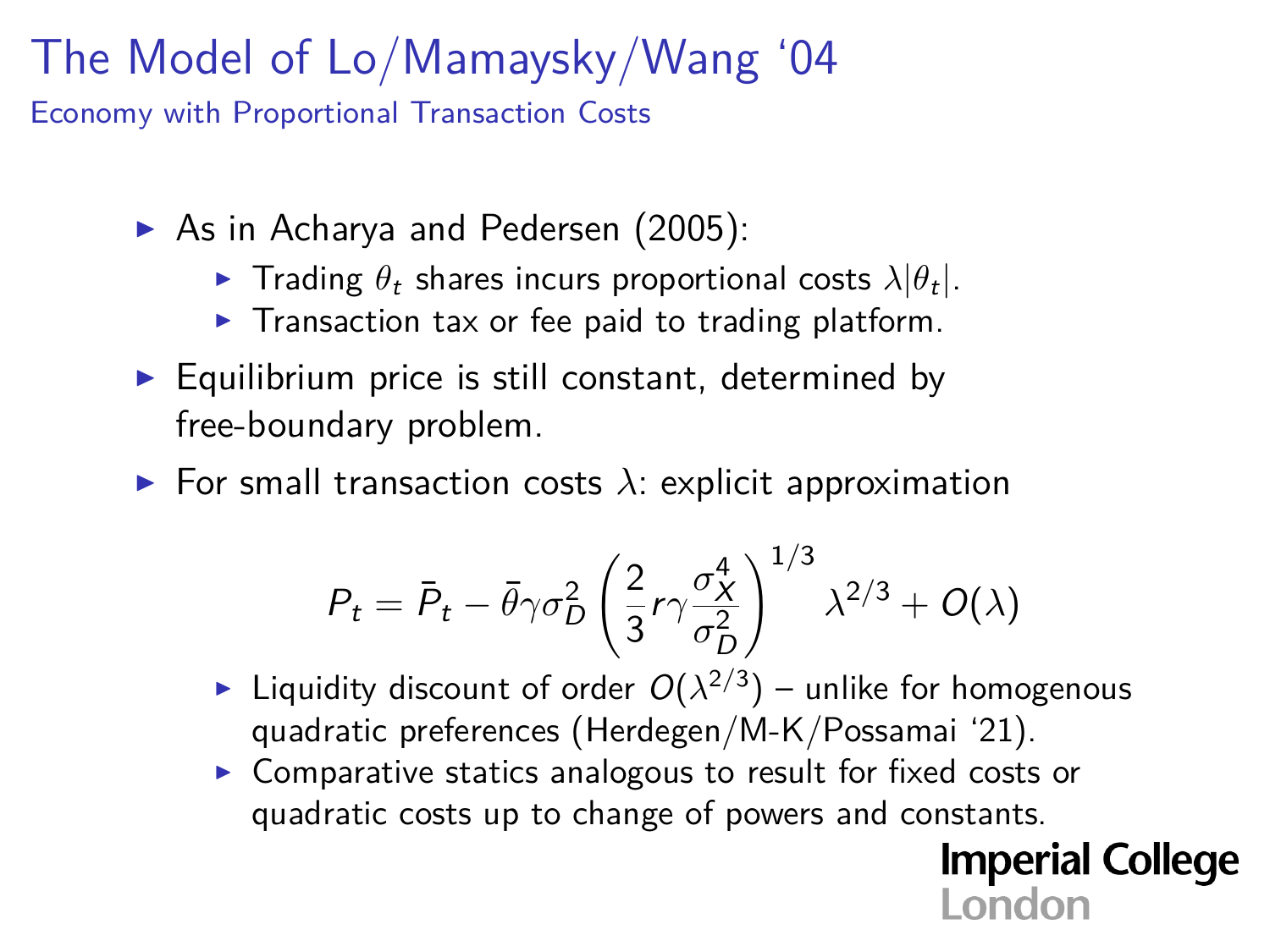# The Model of Lo/Mamaysky/Wang '04

## Economy with Proportional Transaction Costs

- As in Acharya and Pedersen (2005):
  - Trading $\theta_t$ shares incurs proportional costs $\lambda|\theta_t|$.
  - Transaction tax or fee paid to trading platform.
- Equilibrium price is still constant, determined by free-boundary problem.
- For small transaction costs $\lambda$: explicit approximation

$$P_t = \bar{P}_t - \bar{\theta}\gamma\sigma_D^2 \left(\frac{2}{3} r\gamma \frac{\sigma_X^4}{\sigma_D^2}\right)^{1/3} \lambda^{2/3} + O(\lambda)$$

  - Liquidity discount of order $O(\lambda^{2/3})$ – unlike for homogenous quadratic preferences (Herdegen/M-K/Possamai '21).
  - Comparative statics analogous to result for fixed costs or quadratic costs up to change of powers and constants.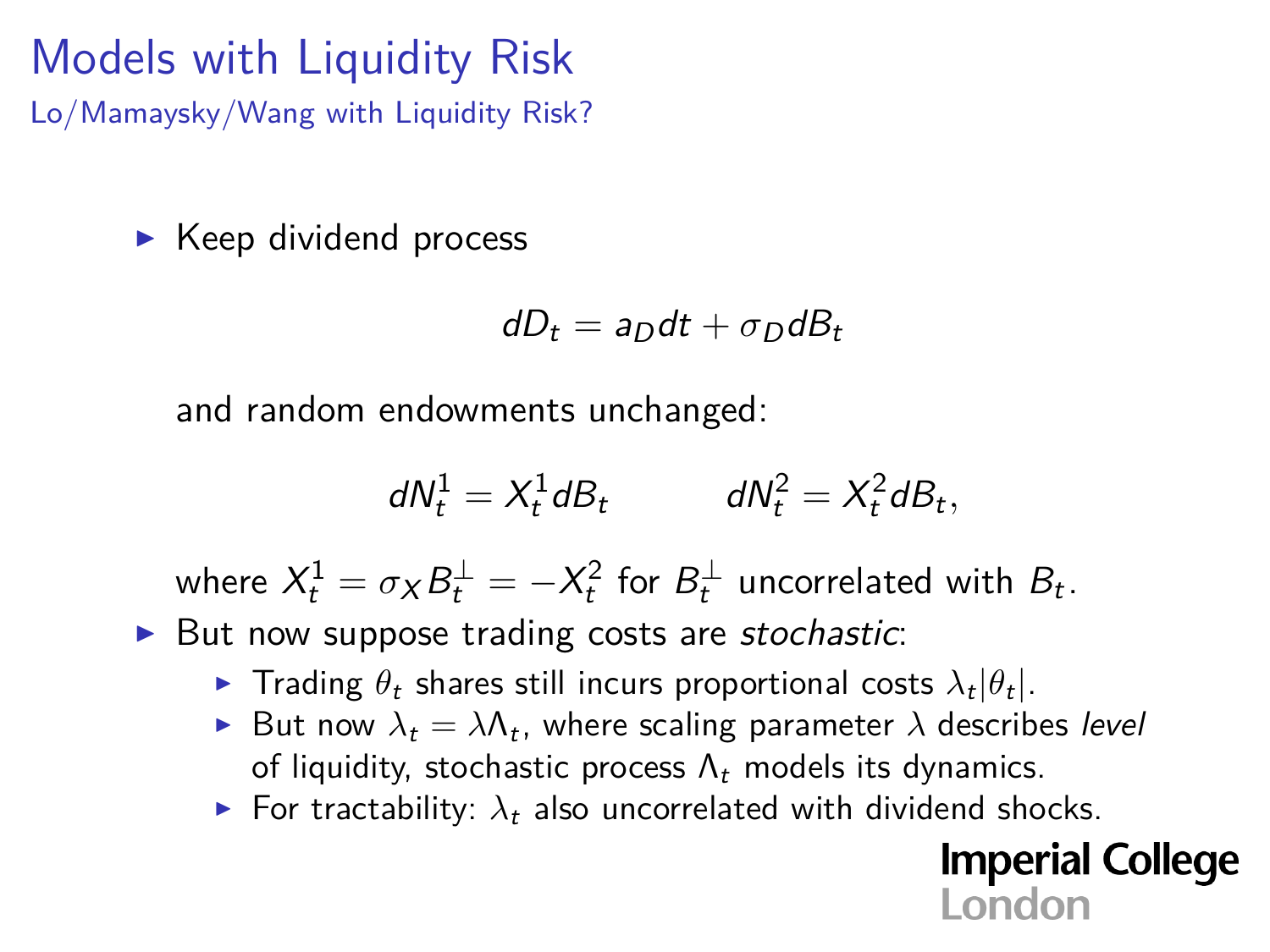# Models with Liquidity Risk

## Lo/Mamaysky/Wang with Liquidity Risk?

- Keep dividend process

$$dD_t = a_D dt + \sigma_D dB_t$$

  and random endowments unchanged:

$$dN_t^1 = X_t^1 dB_t \qquad dN_t^2 = X_t^2 dB_t,$$

  where $X_t^1 = \sigma_X B_t^\perp = -X_t^2$ for $B_t^\perp$ uncorrelated with $B_t$.
- But now suppose trading costs are *stochastic*:
  - Trading $\theta_t$ shares still incurs proportional costs $\lambda_t|\theta_t|$.
  - But now $\lambda_t = \lambda\Lambda_t$, where scaling parameter $\lambda$ describes *level* of liquidity, stochastic process $\Lambda_t$ models its dynamics.
  - For tractability: $\lambda_t$ also uncorrelated with dividend shocks.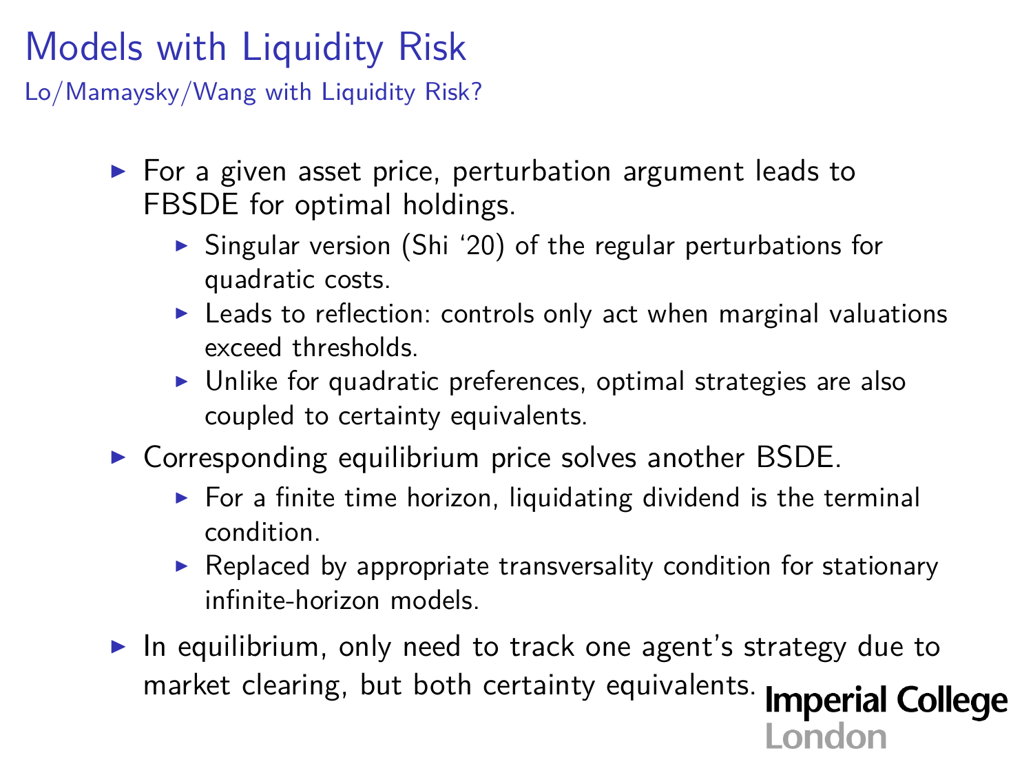# Models with Liquidity Risk

## Lo/Mamaysky/Wang with Liquidity Risk?

- For a given asset price, perturbation argument leads to FBSDE for optimal holdings.
  - Singular version (Shi '20) of the regular perturbations for quadratic costs.
  - Leads to reflection: controls only act when marginal valuations exceed thresholds.
  - Unlike for quadratic preferences, optimal strategies are also coupled to certainty equivalents.
- Corresponding equilibrium price solves another BSDE.
  - For a finite time horizon, liquidating dividend is the terminal condition.
  - Replaced by appropriate transversality condition for stationary infinite-horizon models.
- In equilibrium, only need to track one agent's strategy due to market clearing, but both certainty equivalents.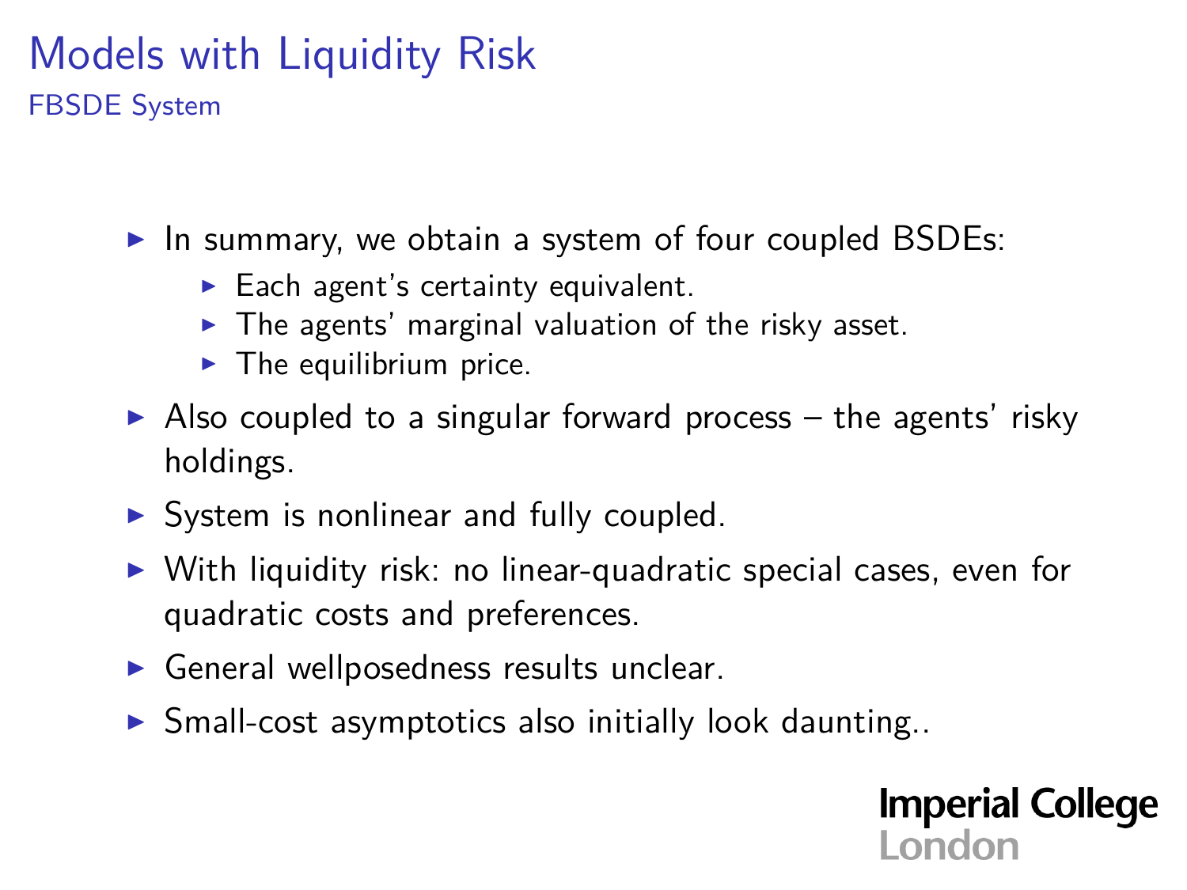# Models with Liquidity Risk

## FBSDE System

- In summary, we obtain a system of four coupled BSDEs:
  - Each agent's certainty equivalent.
  - The agents' marginal valuation of the risky asset.
  - The equilibrium price.
- Also coupled to a singular forward process – the agents' risky holdings.
- System is nonlinear and fully coupled.
- With liquidity risk: no linear-quadratic special cases, even for quadratic costs and preferences.
- General wellposedness results unclear.
- Small-cost asymptotics also initially look daunting..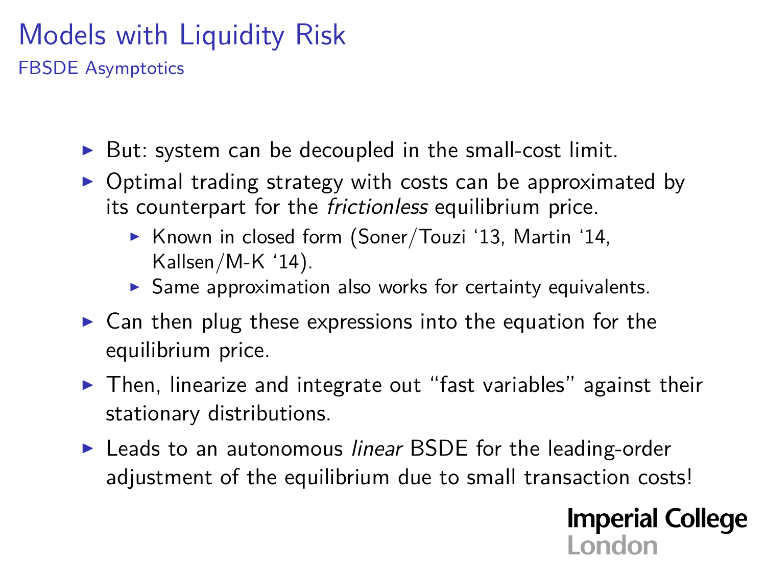# Models with Liquidity Risk

## FBSDE Asymptotics

- But: system can be decoupled in the small-cost limit.
- Optimal trading strategy with costs can be approximated by its counterpart for the *frictionless* equilibrium price.
  - Known in closed form (Soner/Touzi '13, Martin '14, Kallsen/M-K '14).
  - Same approximation also works for certainty equivalents.
- Can then plug these expressions into the equation for the equilibrium price.
- Then, linearize and integrate out "fast variables" against their stationary distributions.
- Leads to an autonomous *linear* BSDE for the leading-order adjustment of the equilibrium due to small transaction costs!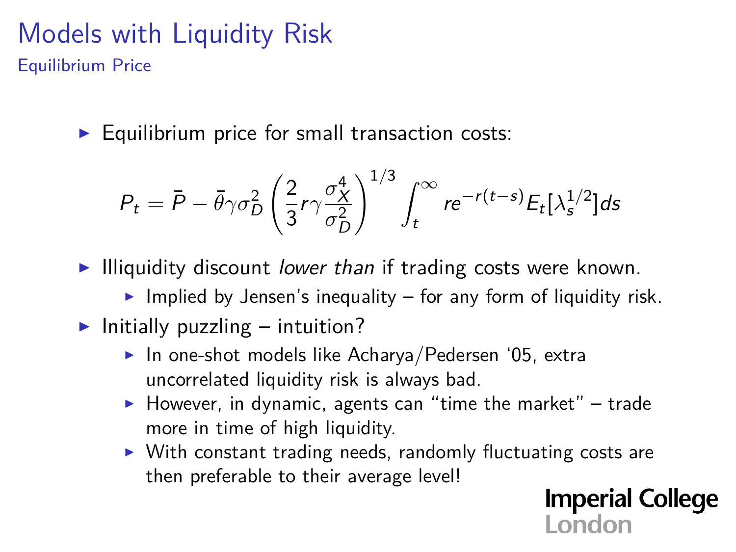# Models with Liquidity Risk

## Equilibrium Price

- Equilibrium price for small transaction costs:

$$P_t = \bar{P} - \bar{\theta}\gamma\sigma_D^2 \left(\frac{2}{3} r\gamma \frac{\sigma_X^4}{\sigma_D^2}\right)^{1/3} \int_t^{\infty} re^{-r(t-s)} E_t[\lambda_s^{1/2}]ds$$

- Illiquidity discount *lower than* if trading costs were known.
  - Implied by Jensen's inequality – for any form of liquidity risk.
- Initially puzzling – intuition?
  - In one-shot models like Acharya/Pedersen '05, extra uncorrelated liquidity risk is always bad.
  - However, in dynamic, agents can "time the market" – trade more in time of high liquidity.
  - With constant trading needs, randomly fluctuating costs are then preferable to their average level!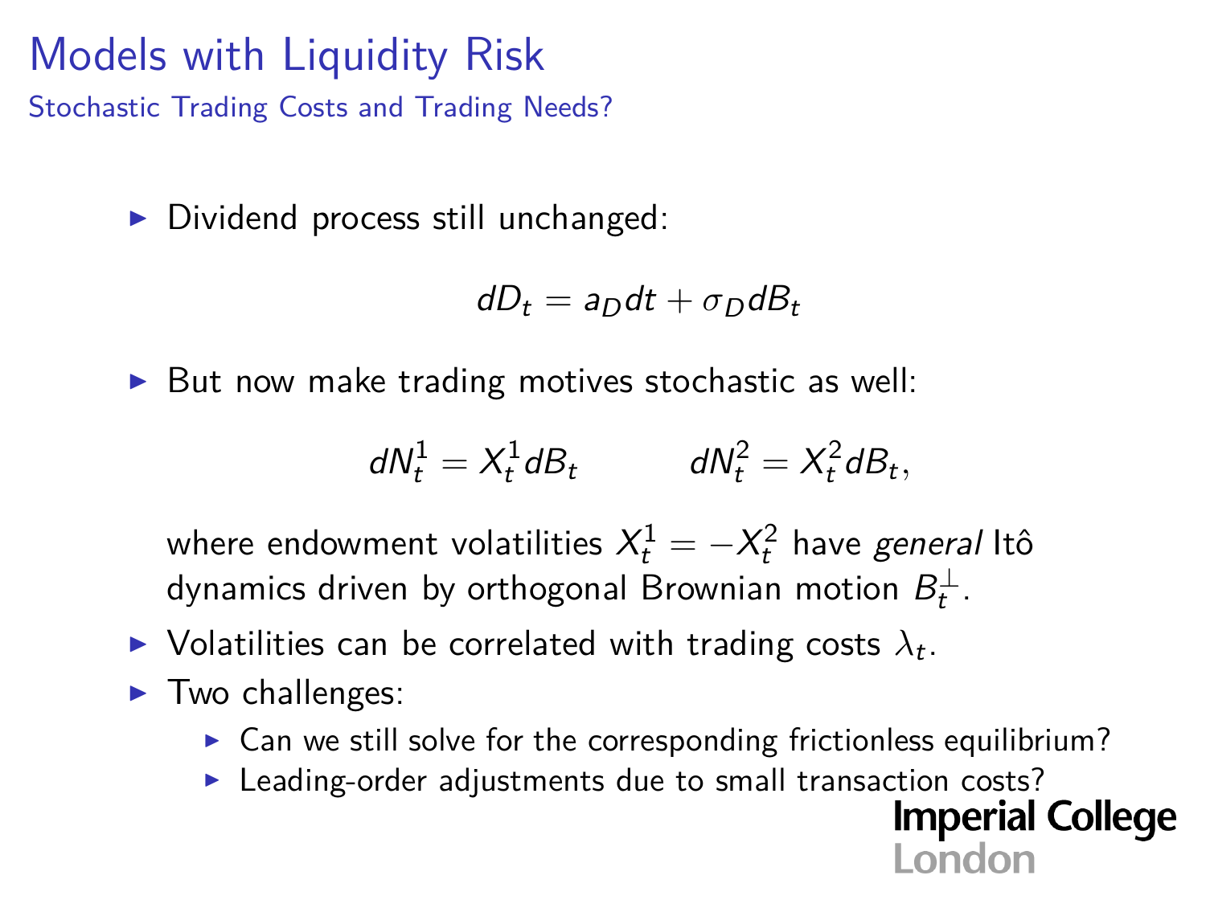# Models with Liquidity Risk

## Stochastic Trading Costs and Trading Needs?

- Dividend process still unchanged:

$$dD_t = a_D dt + \sigma_D dB_t$$

- But now make trading motives stochastic as well:

$$dN_t^1 = X_t^1 dB_t \qquad dN_t^2 = X_t^2 dB_t,$$

  where endowment volatilities $X_t^1 = -X_t^2$ have *general* Itô dynamics driven by orthogonal Brownian motion $B_t^\perp$.

- Volatilities can be correlated with trading costs $\lambda_t$.
- Two challenges:
  - Can we still solve for the corresponding frictionless equilibrium?
  - Leading-order adjustments due to small transaction costs?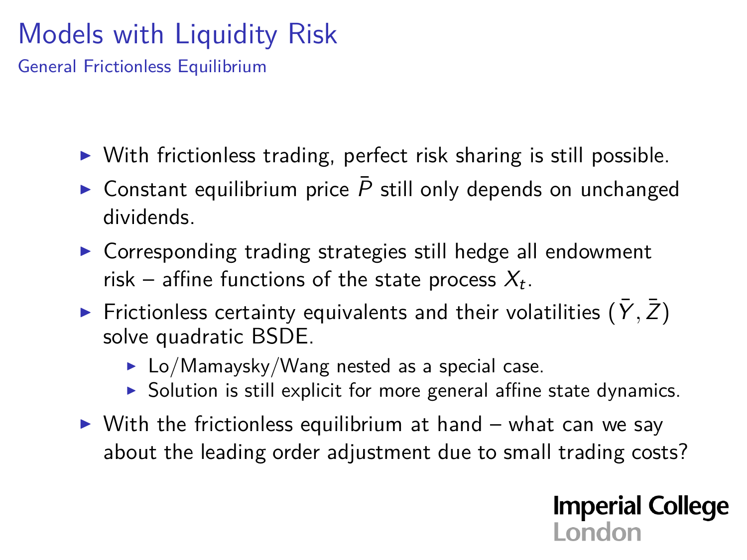# Models with Liquidity Risk

## General Frictionless Equilibrium

- With frictionless trading, perfect risk sharing is still possible.
- Constant equilibrium price $\bar{P}$ still only depends on unchanged dividends.
- Corresponding trading strategies still hedge all endowment risk – affine functions of the state process $X_t$.
- Frictionless certainty equivalents and their volatilities $(\bar{Y}, \bar{Z})$ solve quadratic BSDE.
  - Lo/Mamaysky/Wang nested as a special case.
  - Solution is still explicit for more general affine state dynamics.
- With the frictionless equilibrium at hand – what can we say about the leading order adjustment due to small trading costs?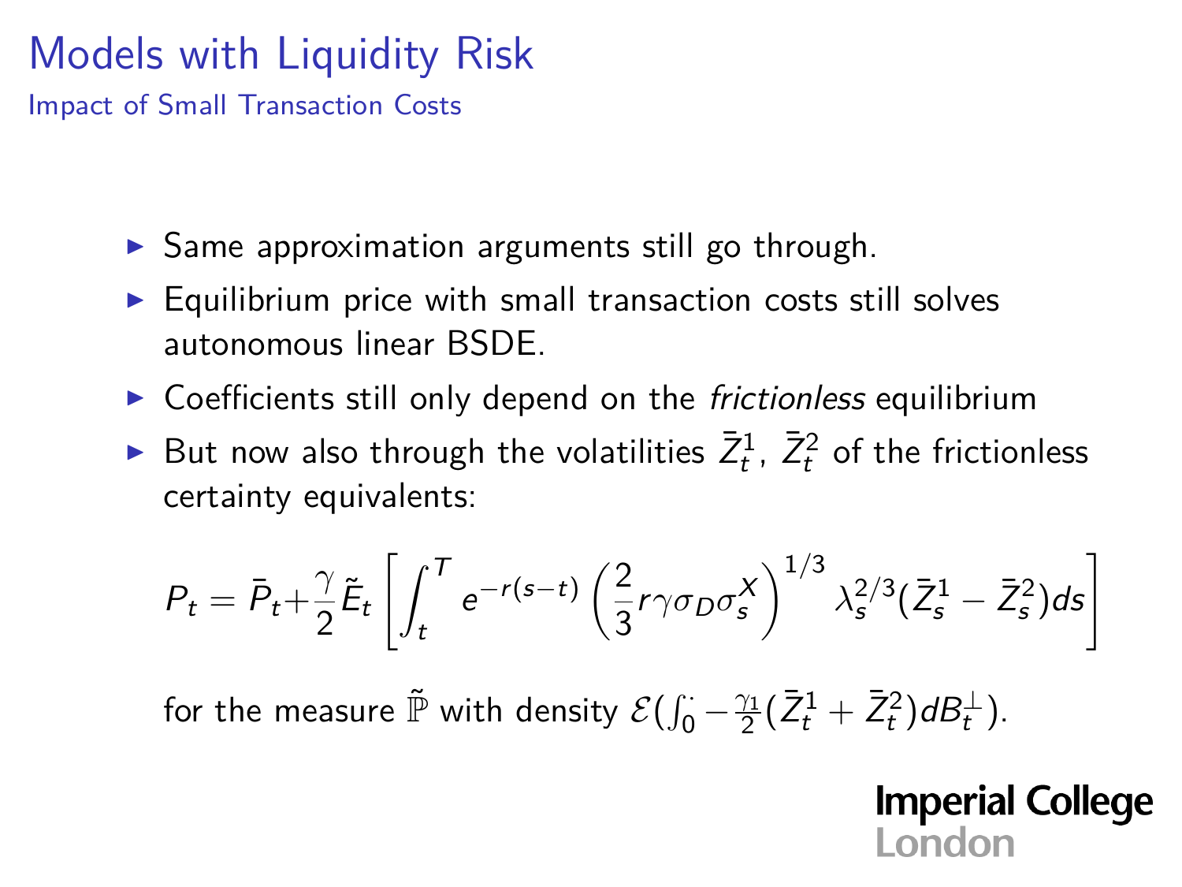# Models with Liquidity Risk

## Impact of Small Transaction Costs

- Same approximation arguments still go through.
- Equilibrium price with small transaction costs still solves autonomous linear BSDE.
- Coefficients still only depend on the *frictionless* equilibrium
- But now also through the volatilities $\bar{Z}_t^1$, $\bar{Z}_t^2$ of the frictionless certainty equivalents:

$$P_t = \bar{P}_t + \frac{\gamma}{2}\tilde{E}_t\left[\int_t^T e^{-r(s-t)}\left(\frac{2}{3}r\gamma\sigma_D\sigma_s^X\right)^{1/3}\lambda_s^{2/3}(\bar{Z}_s^1 - \bar{Z}_s^2)ds\right]$$

for the measure $\tilde{\mathbb{P}}$ with density $\mathcal{E}(\int_0^\cdot -\frac{\gamma_1}{2}(\bar{Z}_t^1 + \bar{Z}_t^2)dB_t^\perp)$.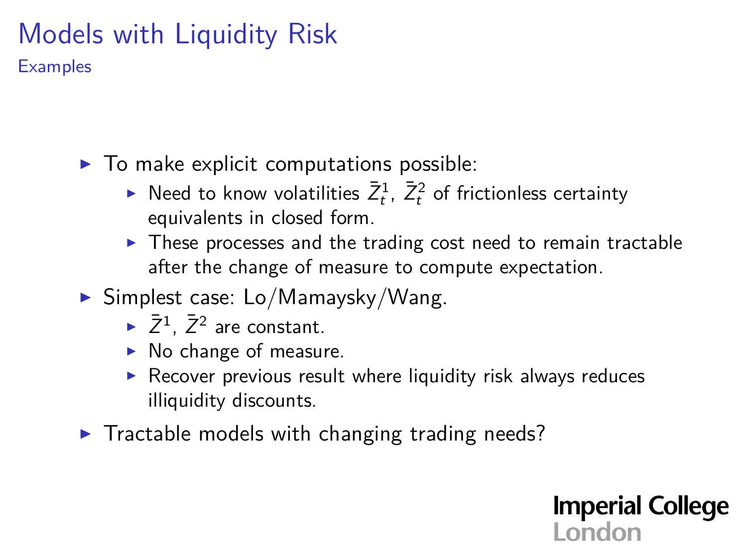# Models with Liquidity Risk

## Examples

- To make explicit computations possible:
  - Need to know volatilities $\bar{Z}_t^1$, $\bar{Z}_t^2$ of frictionless certainty equivalents in closed form.
  - These processes and the trading cost need to remain tractable after the change of measure to compute expectation.
- Simplest case: Lo/Mamaysky/Wang.
  - $\bar{Z}^1$, $\bar{Z}^2$ are constant.
  - No change of measure.
  - Recover previous result where liquidity risk always reduces illiquidity discounts.
- Tractable models with changing trading needs?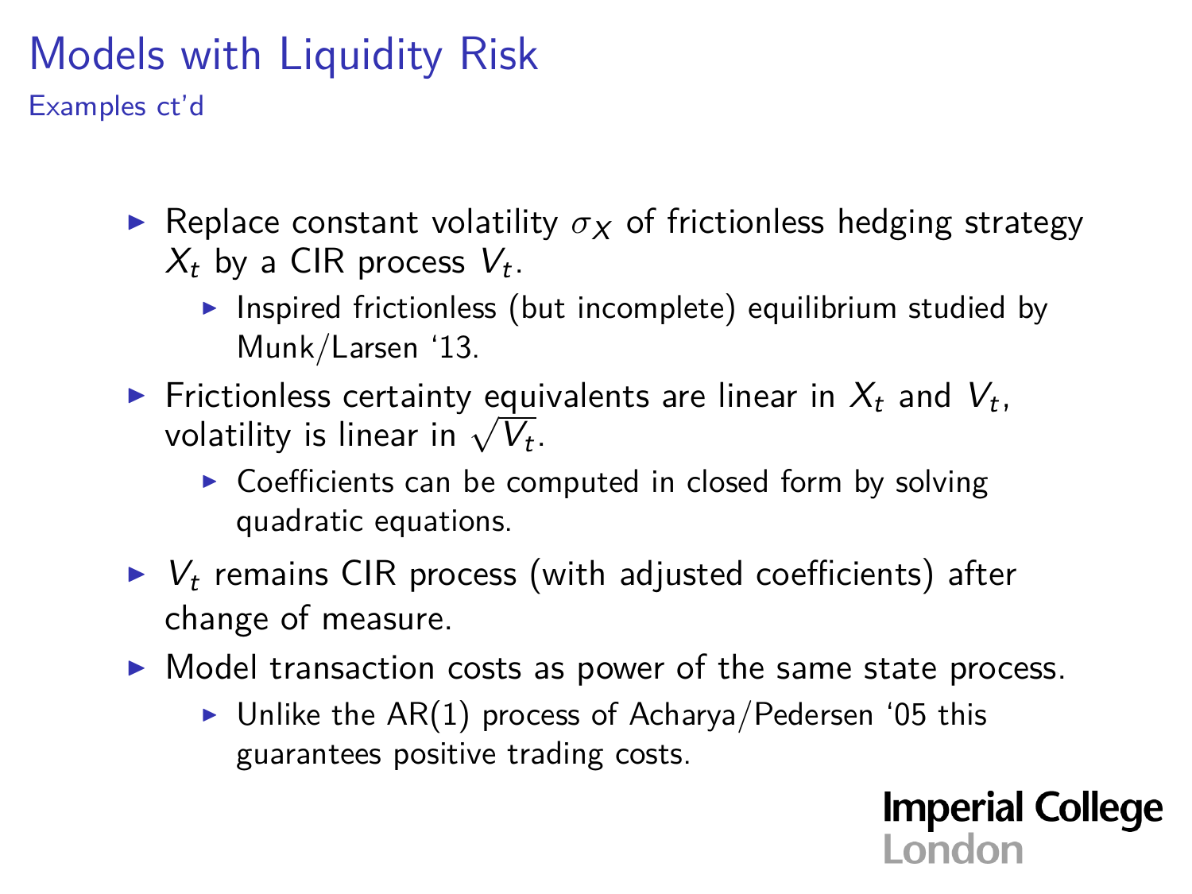# Models with Liquidity Risk

## Examples ct'd

- Replace constant volatility $\sigma_X$ of frictionless hedging strategy $X_t$ by a CIR process $V_t$.
  - Inspired frictionless (but incomplete) equilibrium studied by Munk/Larsen '13.
- Frictionless certainty equivalents are linear in $X_t$ and $V_t$, volatility is linear in $\sqrt{V_t}$.
  - Coefficients can be computed in closed form by solving quadratic equations.
- $V_t$ remains CIR process (with adjusted coefficients) after change of measure.
- Model transaction costs as power of the same state process.
  - Unlike the AR(1) process of Acharya/Pedersen '05 this guarantees positive trading costs.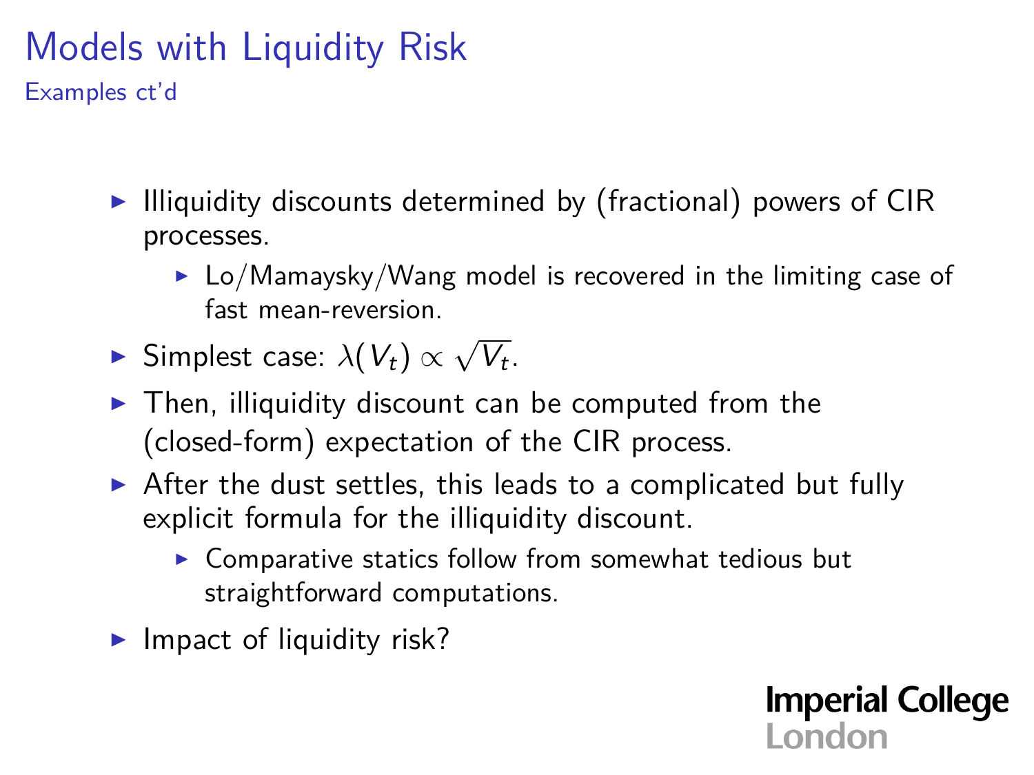# Models with Liquidity Risk

## Examples ct'd

- Illiquidity discounts determined by (fractional) powers of CIR processes.
  - Lo/Mamaysky/Wang model is recovered in the limiting case of fast mean-reversion.
- Simplest case: $\lambda(V_t) \propto \sqrt{V_t}$.
- Then, illiquidity discount can be computed from the (closed-form) expectation of the CIR process.
- After the dust settles, this leads to a complicated but fully explicit formula for the illiquidity discount.
  - Comparative statics follow from somewhat tedious but straightforward computations.
- Impact of liquidity risk?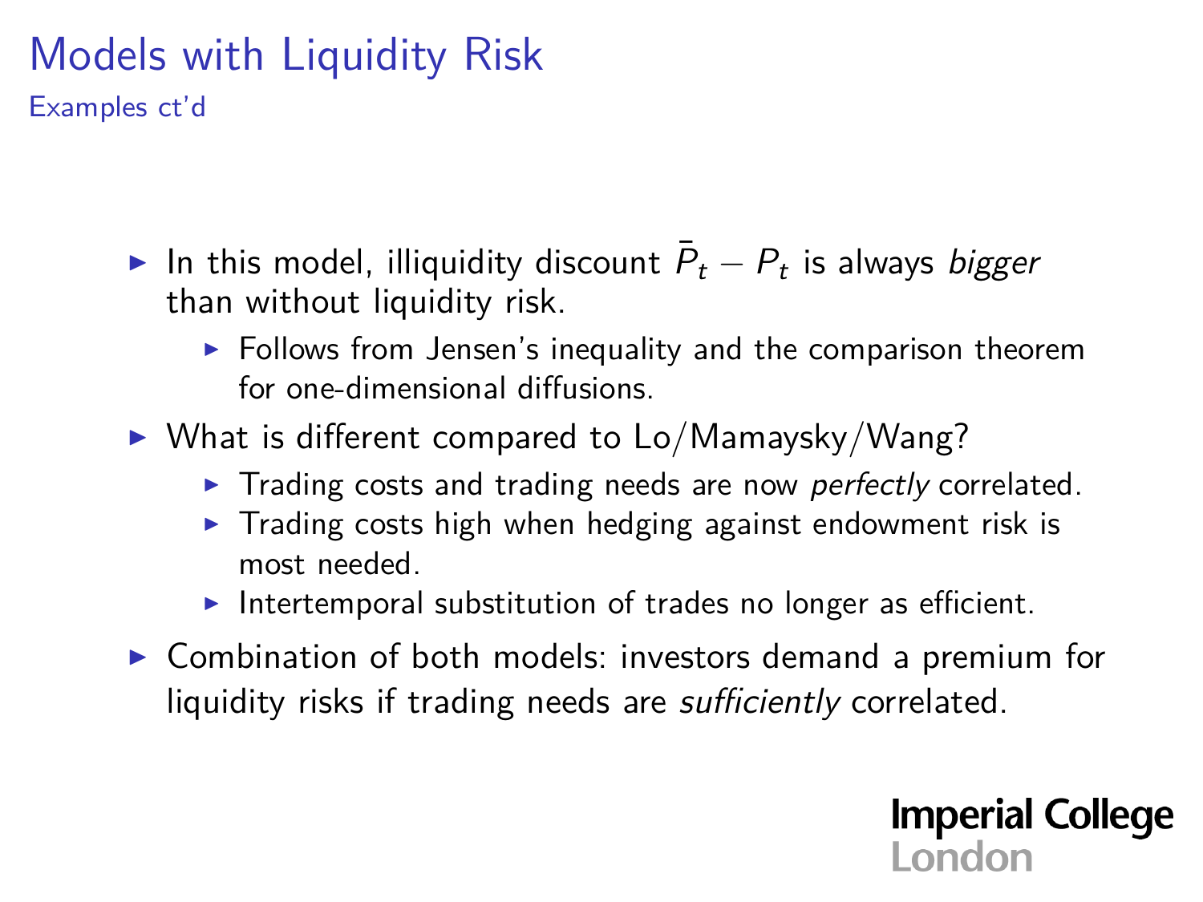# Models with Liquidity Risk

## Examples ct'd

- In this model, illiquidity discount $\bar{P}_t - P_t$ is always *bigger* than without liquidity risk.
  - Follows from Jensen's inequality and the comparison theorem for one-dimensional diffusions.
- What is different compared to Lo/Mamaysky/Wang?
  - Trading costs and trading needs are now *perfectly* correlated.
  - Trading costs high when hedging against endowment risk is most needed.
  - Intertemporal substitution of trades no longer as efficient.
- Combination of both models: investors demand a premium for liquidity risks if trading needs are *sufficiently* correlated.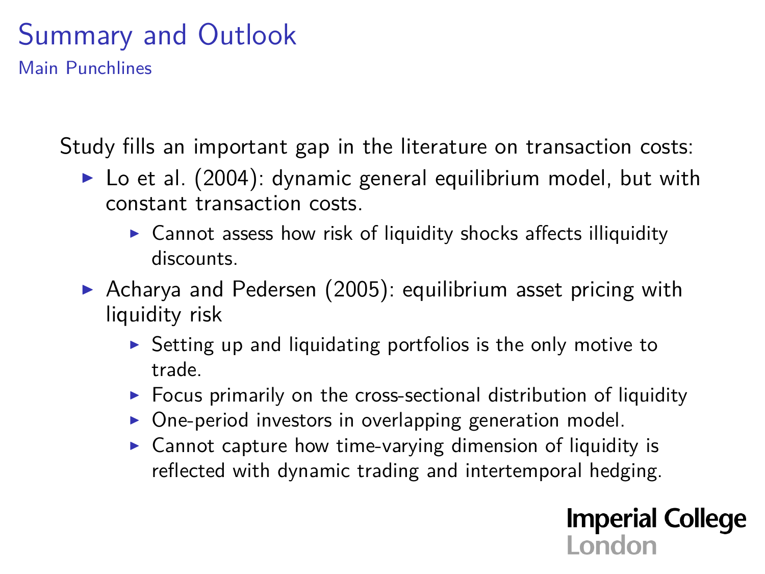# Summary and Outlook

## Main Punchlines

Study fills an important gap in the literature on transaction costs:

- Lo et al. (2004): dynamic general equilibrium model, but with constant transaction costs.
  - Cannot assess how risk of liquidity shocks affects illiquidity discounts.
- Acharya and Pedersen (2005): equilibrium asset pricing with liquidity risk
  - Setting up and liquidating portfolios is the only motive to trade.
  - Focus primarily on the cross-sectional distribution of liquidity
  - One-period investors in overlapping generation model.
  - Cannot capture how time-varying dimension of liquidity is reflected with dynamic trading and intertemporal hedging.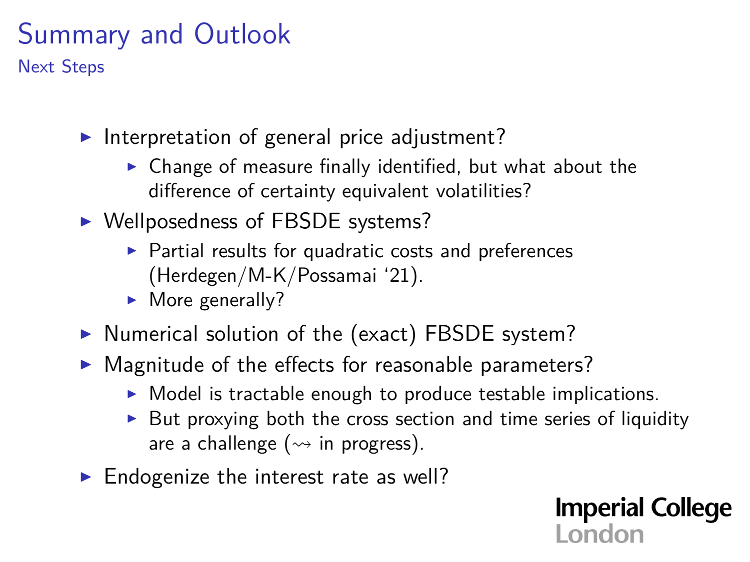# Summary and Outlook

## Next Steps

- Interpretation of general price adjustment?
  - Change of measure finally identified, but what about the difference of certainty equivalent volatilities?
- Wellposedness of FBSDE systems?
  - Partial results for quadratic costs and preferences (Herdegen/M-K/Possamai '21).
  - More generally?
- Numerical solution of the (exact) FBSDE system?
- Magnitude of the effects for reasonable parameters?
  - Model is tractable enough to produce testable implications.
  - But proxying both the cross section and time series of liquidity are a challenge ($\rightsquigarrow$ in progress).
- Endogenize the interest rate as well?